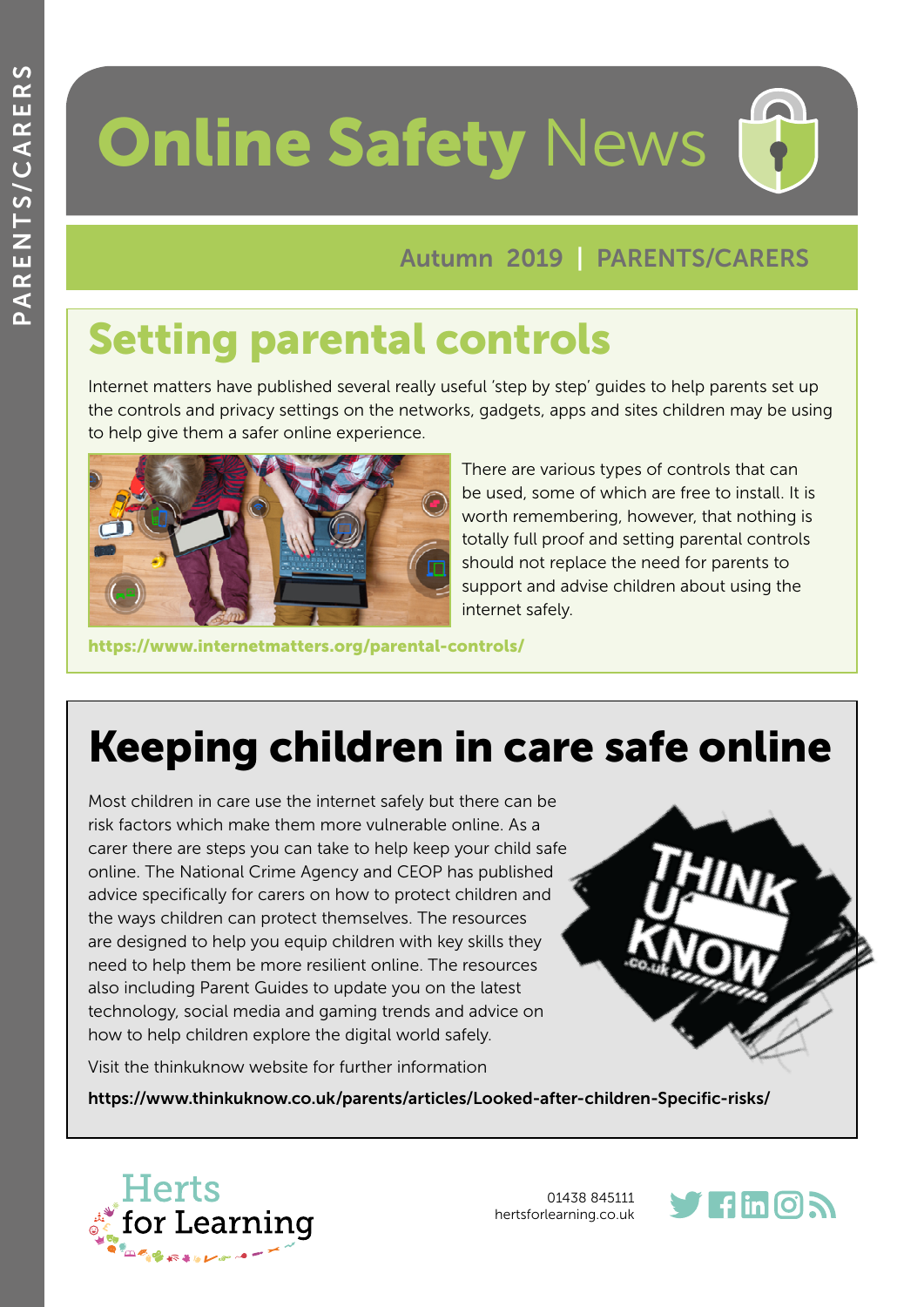# Online Safety News

Autumn 2019 | PARENTS/CARERS

## Setting parental controls

Internet matters have published several really useful 'step by step' guides to help parents set up the controls and privacy settings on the networks, gadgets, apps and sites children may be using to help give them a safer online experience.

There are various types of controls that can be used, some of which are free to install. It is worth remembering, however, that nothing is totally full proof and setting parental controls should not replace the need for parents to support and advise children about using the internet safely.

**https://www.internetmatters.org/parental-controls/**

## Keeping children in care safe online

Most children in care use the internet safely but there can be risk factors which make them more vulnerable online. As a carer there are steps you can take to help keep your child safe online. The National Crime Agency and CEOP has published advice specifically for carers on how to protect children and the ways children can protect themselves. The resources are designed to help you equip children with key skills they need to help them be more resilient online. The resources also including Parent Guides to update you on the latest technology, social media and gaming trends and advice on how to help children explore the digital world safely.

Visit the thinkuknow website for further information

**https://www.thinkuknow.co.uk/parents/articles/Looked-after-children-Specific-risks/**

Herts for Learning

01438 845111
hertsforlearning.co.uk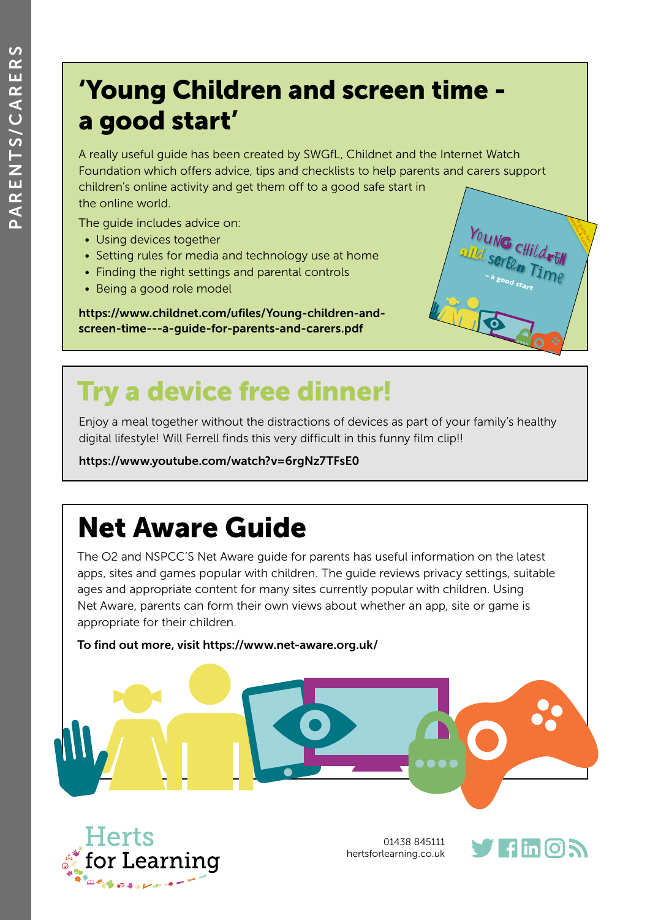## 'Young Children and screen time - a good start'

A really useful guide has been created by SWGfL, Childnet and the Internet Watch Foundation which offers advice, tips and checklists to help parents and carers support children's online activity and get them off to a good safe start in the online world.

The guide includes advice on:

- Using devices together
- Setting rules for media and technology use at home
- Finding the right settings and parental controls
- Being a good role model

**https://www.childnet.com/ufiles/Young-children-and-screen-time---a-guide-for-parents-and-carers.pdf**

## Try a device free dinner!

Enjoy a meal together without the distractions of devices as part of your family's healthy digital lifestyle! Will Ferrell finds this very difficult in this funny film clip!!

**https://www.youtube.com/watch?v=6rgNz7TFsE0**

## Net Aware Guide

The O2 and NSPCC'S Net Aware guide for parents has useful information on the latest apps, sites and games popular with children. The guide reviews privacy settings, suitable ages and appropriate content for many sites currently popular with children. Using Net Aware, parents can form their own views about whether an app, site or game is appropriate for their children.

**To find out more, visit https://www.net-aware.org.uk/**

Herts for Learning

01438 845111
hertsforlearning.co.uk